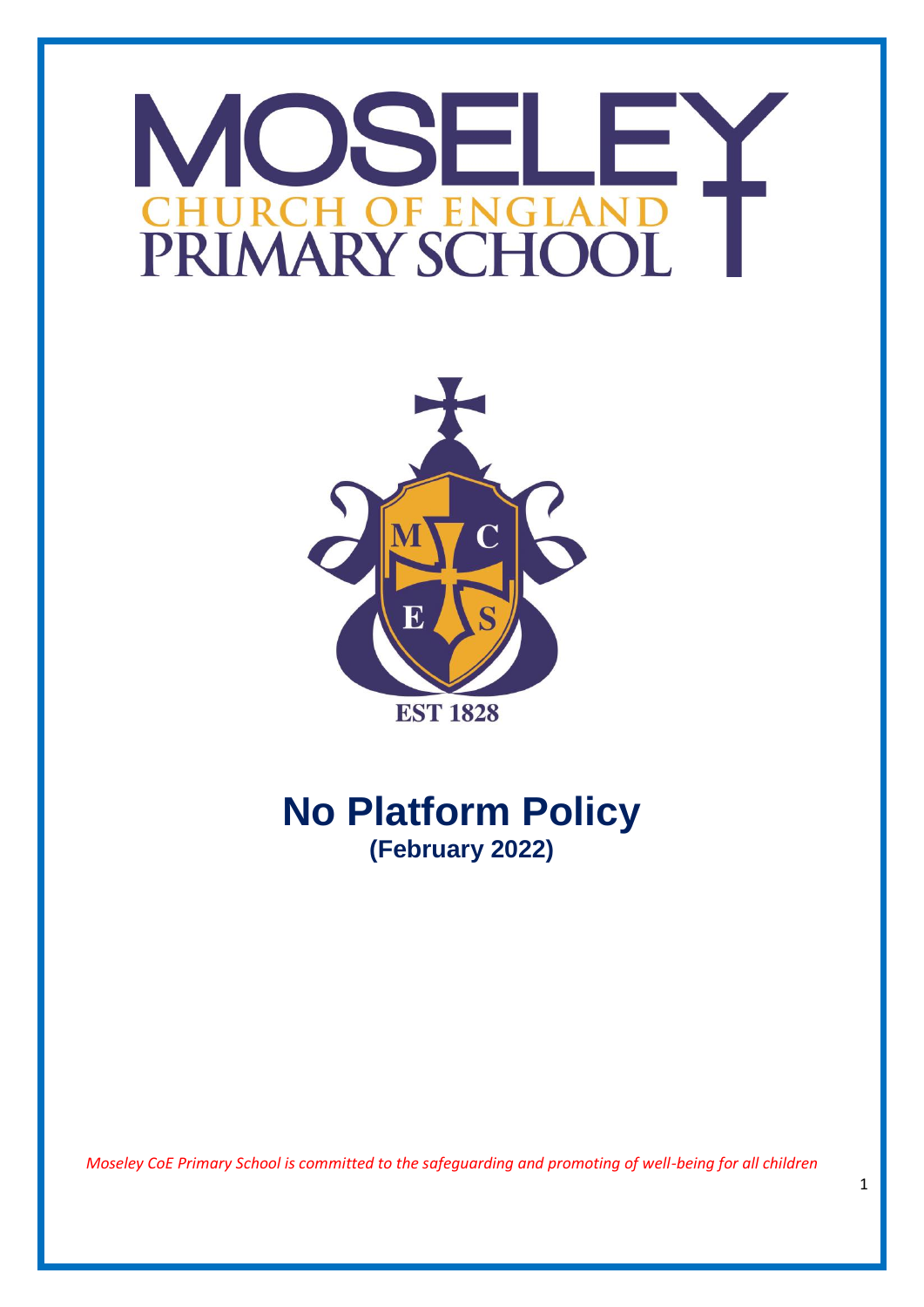# MOSELEY CHURCH OF ENGLAND PRIMARY SCHOOL

EST 1828

# No Platform Policy

## (February 2022)

*Moseley CoE Primary School is committed to the safeguarding and promoting of well-being for all children*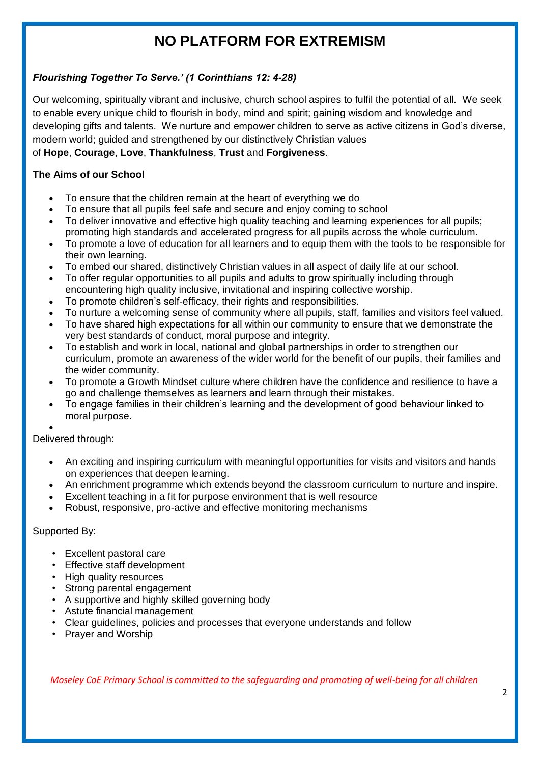# NO PLATFORM FOR EXTREMISM

***Flourishing Together To Serve.' (1 Corinthians 12: 4-28)***

Our welcoming, spiritually vibrant and inclusive, church school aspires to fulfil the potential of all. We seek to enable every unique child to flourish in body, mind and spirit; gaining wisdom and knowledge and developing gifts and talents. We nurture and empower children to serve as active citizens in God's diverse, modern world; guided and strengthened by our distinctively Christian values of **Hope**, **Courage**, **Love**, **Thankfulness**, **Trust** and **Forgiveness**.

**The Aims of our School**

- To ensure that the children remain at the heart of everything we do
- To ensure that all pupils feel safe and secure and enjoy coming to school
- To deliver innovative and effective high quality teaching and learning experiences for all pupils; promoting high standards and accelerated progress for all pupils across the whole curriculum.
- To promote a love of education for all learners and to equip them with the tools to be responsible for their own learning.
- To embed our shared, distinctively Christian values in all aspect of daily life at our school.
- To offer regular opportunities to all pupils and adults to grow spiritually including through encountering high quality inclusive, invitational and inspiring collective worship.
- To promote children's self-efficacy, their rights and responsibilities.
- To nurture a welcoming sense of community where all pupils, staff, families and visitors feel valued.
- To have shared high expectations for all within our community to ensure that we demonstrate the very best standards of conduct, moral purpose and integrity.
- To establish and work in local, national and global partnerships in order to strengthen our curriculum, promote an awareness of the wider world for the benefit of our pupils, their families and the wider community.
- To promote a Growth Mindset culture where children have the confidence and resilience to have a go and challenge themselves as learners and learn through their mistakes.
- To engage families in their children's learning and the development of good behaviour linked to moral purpose.

Delivered through:

- An exciting and inspiring curriculum with meaningful opportunities for visits and visitors and hands on experiences that deepen learning.
- An enrichment programme which extends beyond the classroom curriculum to nurture and inspire.
- Excellent teaching in a fit for purpose environment that is well resource
- Robust, responsive, pro-active and effective monitoring mechanisms

Supported By:

- Excellent pastoral care
- Effective staff development
- High quality resources
- Strong parental engagement
- A supportive and highly skilled governing body
- Astute financial management
- Clear guidelines, policies and processes that everyone understands and follow
- Prayer and Worship

*Moseley CoE Primary School is committed to the safeguarding and promoting of well-being for all children*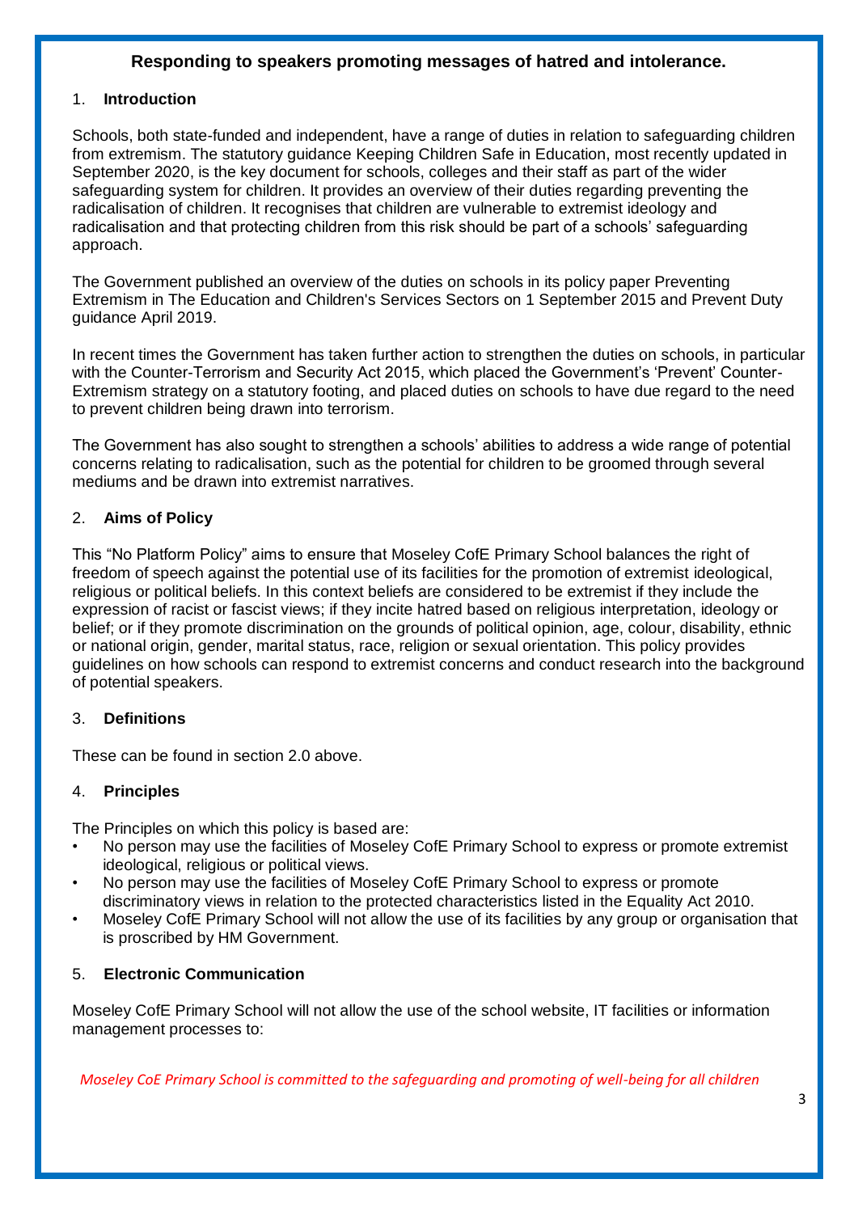## Responding to speakers promoting messages of hatred and intolerance.

### 1. Introduction

Schools, both state-funded and independent, have a range of duties in relation to safeguarding children from extremism. The statutory guidance Keeping Children Safe in Education, most recently updated in September 2020, is the key document for schools, colleges and their staff as part of the wider safeguarding system for children. It provides an overview of their duties regarding preventing the radicalisation of children. It recognises that children are vulnerable to extremist ideology and radicalisation and that protecting children from this risk should be part of a schools' safeguarding approach.

The Government published an overview of the duties on schools in its policy paper Preventing Extremism in The Education and Children's Services Sectors on 1 September 2015 and Prevent Duty guidance April 2019.

In recent times the Government has taken further action to strengthen the duties on schools, in particular with the Counter-Terrorism and Security Act 2015, which placed the Government's 'Prevent' Counter-Extremism strategy on a statutory footing, and placed duties on schools to have due regard to the need to prevent children being drawn into terrorism.

The Government has also sought to strengthen a schools' abilities to address a wide range of potential concerns relating to radicalisation, such as the potential for children to be groomed through several mediums and be drawn into extremist narratives.

### 2. Aims of Policy

This "No Platform Policy" aims to ensure that Moseley CofE Primary School balances the right of freedom of speech against the potential use of its facilities for the promotion of extremist ideological, religious or political beliefs. In this context beliefs are considered to be extremist if they include the expression of racist or fascist views; if they incite hatred based on religious interpretation, ideology or belief; or if they promote discrimination on the grounds of political opinion, age, colour, disability, ethnic or national origin, gender, marital status, race, religion or sexual orientation. This policy provides guidelines on how schools can respond to extremist concerns and conduct research into the background of potential speakers.

### 3. Definitions

These can be found in section 2.0 above.

### 4. Principles

The Principles on which this policy is based are:

- No person may use the facilities of Moseley CofE Primary School to express or promote extremist ideological, religious or political views.
- No person may use the facilities of Moseley CofE Primary School to express or promote discriminatory views in relation to the protected characteristics listed in the Equality Act 2010.
- Moseley CofE Primary School will not allow the use of its facilities by any group or organisation that is proscribed by HM Government.

### 5. Electronic Communication

Moseley CofE Primary School will not allow the use of the school website, IT facilities or information management processes to:

*Moseley CoE Primary School is committed to the safeguarding and promoting of well-being for all children*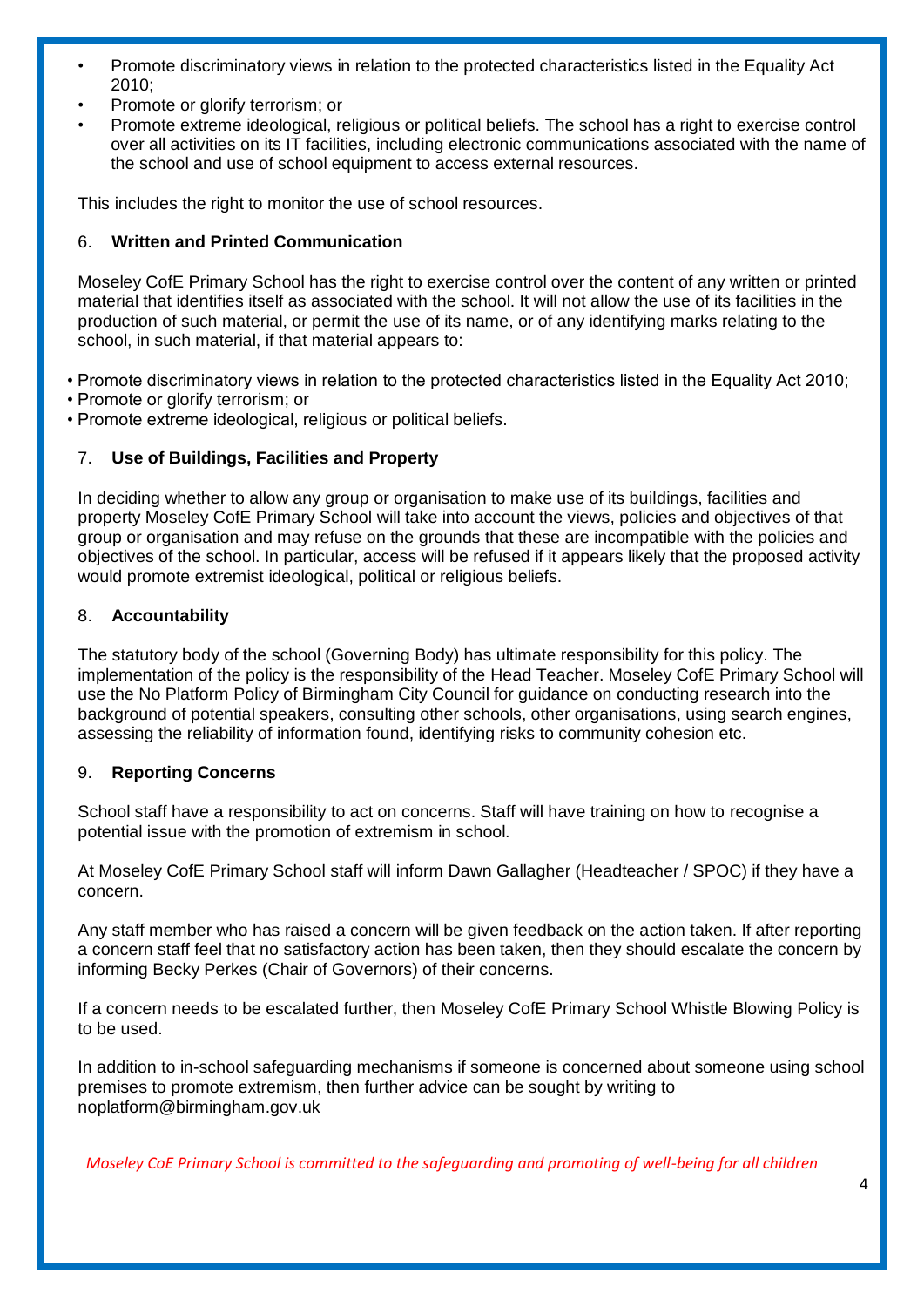- Promote discriminatory views in relation to the protected characteristics listed in the Equality Act 2010;
- Promote or glorify terrorism; or
- Promote extreme ideological, religious or political beliefs. The school has a right to exercise control over all activities on its IT facilities, including electronic communications associated with the name of the school and use of school equipment to access external resources.

This includes the right to monitor the use of school resources.

## 6. **Written and Printed Communication**

Moseley CofE Primary School has the right to exercise control over the content of any written or printed material that identifies itself as associated with the school. It will not allow the use of its facilities in the production of such material, or permit the use of its name, or of any identifying marks relating to the school, in such material, if that material appears to:

- Promote discriminatory views in relation to the protected characteristics listed in the Equality Act 2010;
- Promote or glorify terrorism; or
- Promote extreme ideological, religious or political beliefs.

## 7. **Use of Buildings, Facilities and Property**

In deciding whether to allow any group or organisation to make use of its buildings, facilities and property Moseley CofE Primary School will take into account the views, policies and objectives of that group or organisation and may refuse on the grounds that these are incompatible with the policies and objectives of the school. In particular, access will be refused if it appears likely that the proposed activity would promote extremist ideological, political or religious beliefs.

## 8. **Accountability**

The statutory body of the school (Governing Body) has ultimate responsibility for this policy. The implementation of the policy is the responsibility of the Head Teacher. Moseley CofE Primary School will use the No Platform Policy of Birmingham City Council for guidance on conducting research into the background of potential speakers, consulting other schools, other organisations, using search engines, assessing the reliability of information found, identifying risks to community cohesion etc.

## 9. **Reporting Concerns**

School staff have a responsibility to act on concerns. Staff will have training on how to recognise a potential issue with the promotion of extremism in school.

At Moseley CofE Primary School staff will inform Dawn Gallagher (Headteacher / SPOC) if they have a concern.

Any staff member who has raised a concern will be given feedback on the action taken. If after reporting a concern staff feel that no satisfactory action has been taken, then they should escalate the concern by informing Becky Perkes (Chair of Governors) of their concerns.

If a concern needs to be escalated further, then Moseley CofE Primary School Whistle Blowing Policy is to be used.

In addition to in-school safeguarding mechanisms if someone is concerned about someone using school premises to promote extremism, then further advice can be sought by writing to noplatform@birmingham.gov.uk

*Moseley CoE Primary School is committed to the safeguarding and promoting of well-being for all children*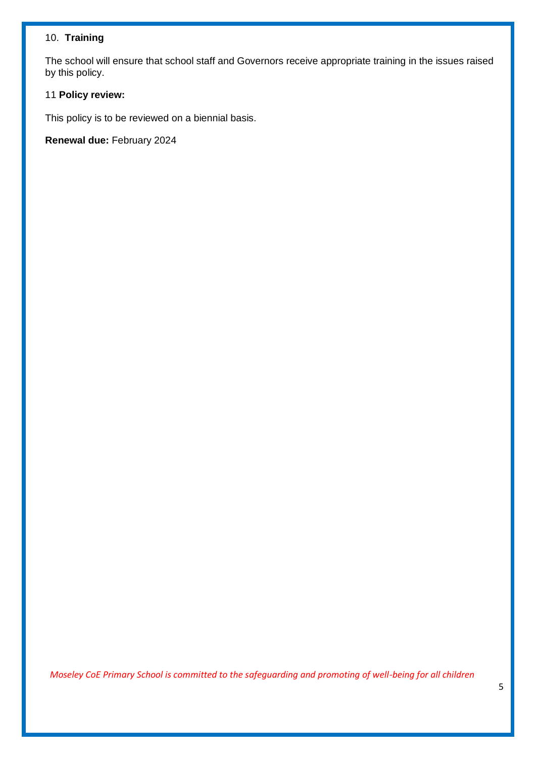10. **Training**

The school will ensure that school staff and Governors receive appropriate training in the issues raised by this policy.

11 **Policy review:**

This policy is to be reviewed on a biennial basis.

**Renewal due:** February 2024